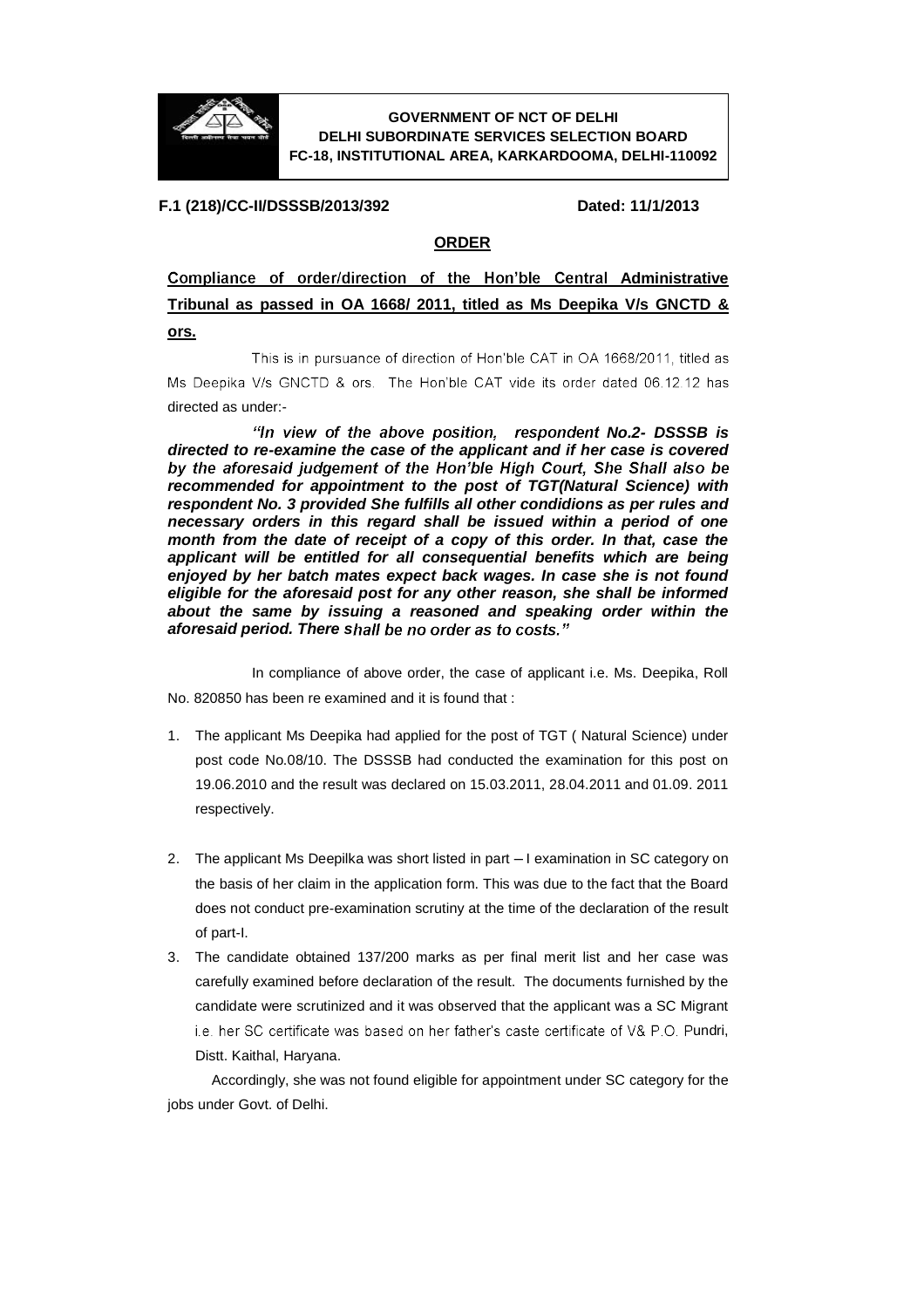**GOVERNMENT OF NCT OF DELHI**
**DELHI SUBORDINATE SERVICES SELECTION BOARD**
**FC-18, INSTITUTIONAL AREA, KARKARDOOMA, DELHI-110092**

**F.1 (218)/CC-II/DSSSB/2013/392** **Dated: 11/1/2013**

## ORDER

**Compliance of order/direction of the Hon'ble Central Administrative Tribunal as passed in OA 1668/ 2011, titled as Ms Deepika V/s GNCTD & ors.**

This is in pursuance of direction of Hon'ble CAT in OA 1668/2011, titled as Ms Deepika V/s GNCTD & ors. The Hon'ble CAT vide its order dated 06.12.12 has directed as under:-

***"In view of the above position, respondent No.2- DSSSB is directed to re-examine the case of the applicant and if her case is covered by the aforesaid judgement of the Hon'ble High Court, She Shall also be recommended for appointment to the post of TGT(Natural Science) with respondent No. 3 provided She fulfills all other condidions as per rules and necessary orders in this regard shall be issued within a period of one month from the date of receipt of a copy of this order. In that, case the applicant will be entitled for all consequential benefits which are being enjoyed by her batch mates expect back wages. In case she is not found eligible for the aforesaid post for any other reason, she shall be informed about the same by issuing a reasoned and speaking order within the aforesaid period. There shall be no order as to costs."***

In compliance of above order, the case of applicant i.e. Ms. Deepika, Roll No. 820850 has been re examined and it is found that :

1. The applicant Ms Deepika had applied for the post of TGT ( Natural Science) under post code No.08/10. The DSSSB had conducted the examination for this post on 19.06.2010 and the result was declared on 15.03.2011, 28.04.2011 and 01.09. 2011 respectively.

2. The applicant Ms Deepilka was short listed in part – I examination in SC category on the basis of her claim in the application form. This was due to the fact that the Board does not conduct pre-examination scrutiny at the time of the declaration of the result of part-I.

3. The candidate obtained 137/200 marks as per final merit list and her case was carefully examined before declaration of the result. The documents furnished by the candidate were scrutinized and it was observed that the applicant was a SC Migrant i.e. her SC certificate was based on her father's caste certificate of V& P.O. Pundri, Distt. Kaithal, Haryana.

   Accordingly, she was not found eligible for appointment under SC category for the jobs under Govt. of Delhi.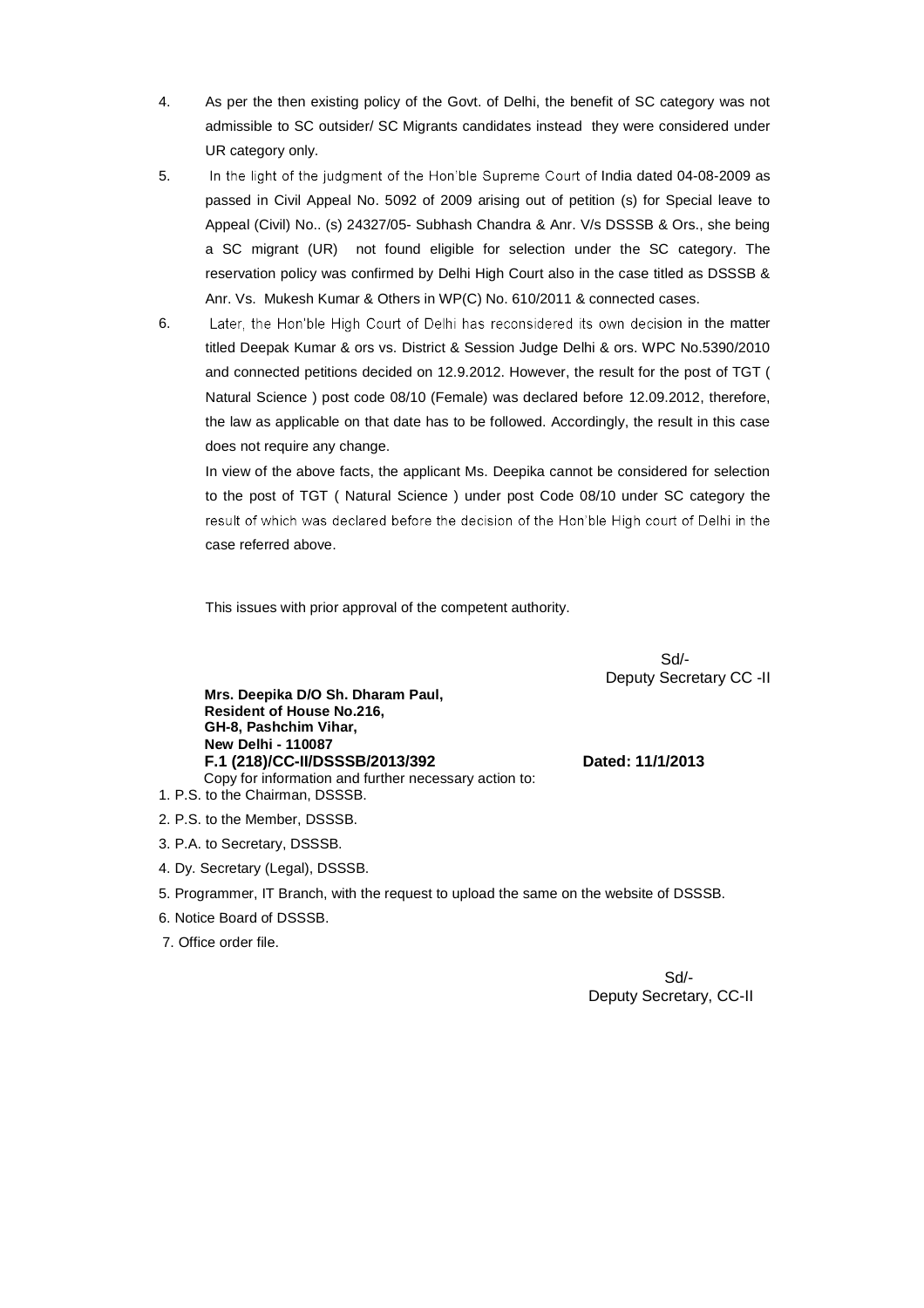4. As per the then existing policy of the Govt. of Delhi, the benefit of SC category was not admissible to SC outsider/ SC Migrants candidates instead they were considered under UR category only.

5. In the light of the judgment of the Hon'ble Supreme Court of India dated 04-08-2009 as passed in Civil Appeal No. 5092 of 2009 arising out of petition (s) for Special leave to Appeal (Civil) No.. (s) 24327/05- Subhash Chandra & Anr. V/s DSSSB & Ors., she being a SC migrant (UR) not found eligible for selection under the SC category. The reservation policy was confirmed by Delhi High Court also in the case titled as DSSSB & Anr. Vs. Mukesh Kumar & Others in WP(C) No. 610/2011 & connected cases.

6. Later, the Hon'ble High Court of Delhi has reconsidered its own decision in the matter titled Deepak Kumar & ors vs. District & Session Judge Delhi & ors. WPC No.5390/2010 and connected petitions decided on 12.9.2012. However, the result for the post of TGT ( Natural Science ) post code 08/10 (Female) was declared before 12.09.2012, therefore, the law as applicable on that date has to be followed. Accordingly, the result in this case does not require any change.

   In view of the above facts, the applicant Ms. Deepika cannot be considered for selection to the post of TGT ( Natural Science ) under post Code 08/10 under SC category the result of which was declared before the decision of the Hon'ble High court of Delhi in the case referred above.

This issues with prior approval of the competent authority.

Sd/-
Deputy Secretary CC -II

**Mrs. Deepika D/O Sh. Dharam Paul,**
**Resident of House No.216,**
**GH-8, Pashchim Vihar,**
**New Delhi - 110087**

**F.1 (218)/CC-II/DSSSB/2013/392** **Dated: 11/1/2013**

Copy for information and further necessary action to:

1. P.S. to the Chairman, DSSSB.
2. P.S. to the Member, DSSSB.
3. P.A. to Secretary, DSSSB.
4. Dy. Secretary (Legal), DSSSB.
5. Programmer, IT Branch, with the request to upload the same on the website of DSSSB.
6. Notice Board of DSSSB.
7. Office order file.

Sd/-
Deputy Secretary, CC-II